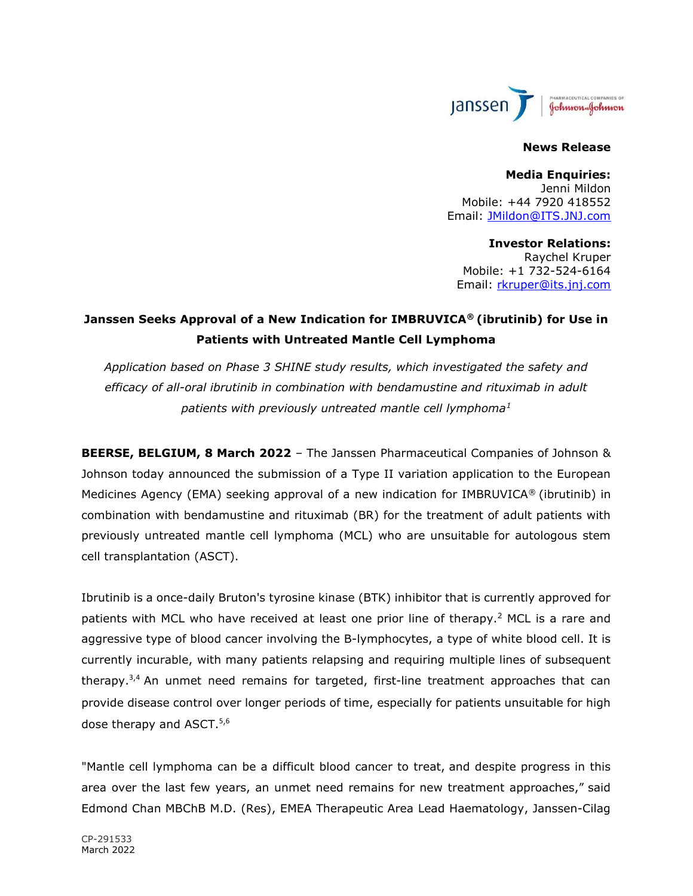**News Release**

**Media Enquiries:**
Jenni Mildon
Mobile: +44 7920 418552
Email: JMildon@ITS.JNJ.com

**Investor Relations:**
Raychel Kruper
Mobile: +1 732-524-6164
Email: rkruper@its.jnj.com

# Janssen Seeks Approval of a New Indication for IMBRUVICA® (ibrutinib) for Use in Patients with Untreated Mantle Cell Lymphoma

*Application based on Phase 3 SHINE study results, which investigated the safety and efficacy of all-oral ibrutinib in combination with bendamustine and rituximab in adult patients with previously untreated mantle cell lymphoma*[1]

**BEERSE, BELGIUM, 8 March 2022** – The Janssen Pharmaceutical Companies of Johnson & Johnson today announced the submission of a Type II variation application to the European Medicines Agency (EMA) seeking approval of a new indication for IMBRUVICA® (ibrutinib) in combination with bendamustine and rituximab (BR) for the treatment of adult patients with previously untreated mantle cell lymphoma (MCL) who are unsuitable for autologous stem cell transplantation (ASCT).

Ibrutinib is a once-daily Bruton's tyrosine kinase (BTK) inhibitor that is currently approved for patients with MCL who have received at least one prior line of therapy.[2] MCL is a rare and aggressive type of blood cancer involving the B-lymphocytes, a type of white blood cell. It is currently incurable, with many patients relapsing and requiring multiple lines of subsequent therapy.[3,4] An unmet need remains for targeted, first-line treatment approaches that can provide disease control over longer periods of time, especially for patients unsuitable for high dose therapy and ASCT.[5,6]

"Mantle cell lymphoma can be a difficult blood cancer to treat, and despite progress in this area over the last few years, an unmet need remains for new treatment approaches," said Edmond Chan MBChB M.D. (Res), EMEA Therapeutic Area Lead Haematology, Janssen-Cilag

CP-291533
March 2022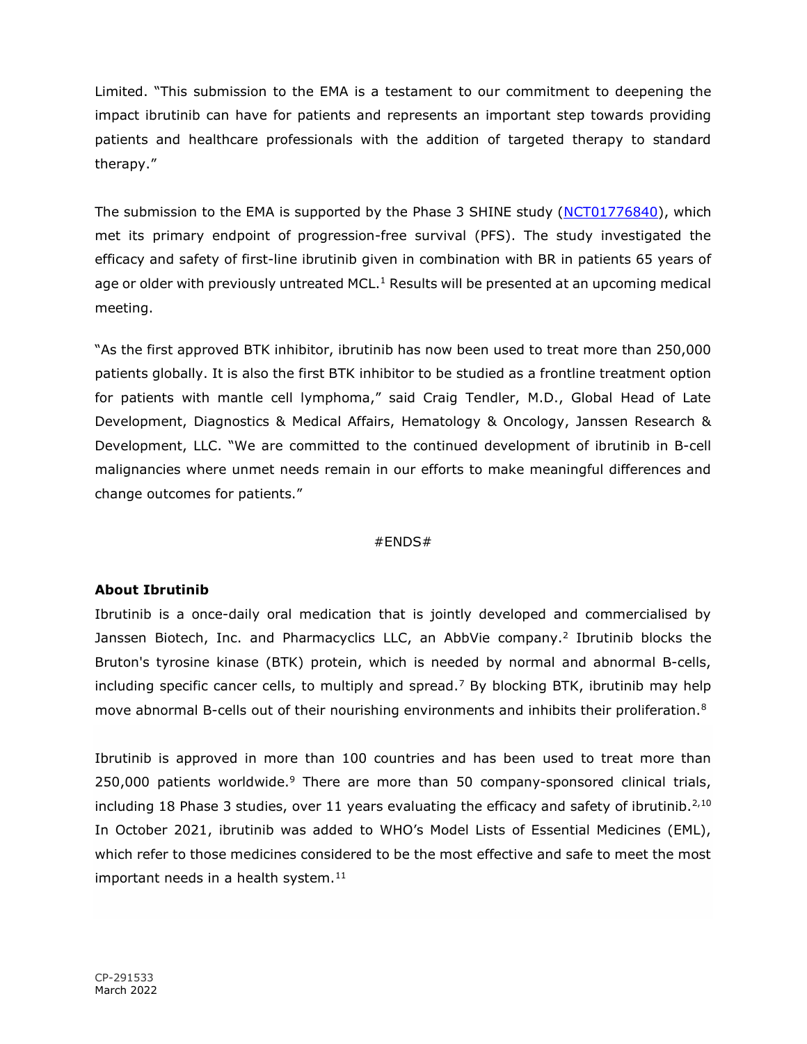Limited. "This submission to the EMA is a testament to our commitment to deepening the impact ibrutinib can have for patients and represents an important step towards providing patients and healthcare professionals with the addition of targeted therapy to standard therapy."

The submission to the EMA is supported by the Phase 3 SHINE study (NCT01776840), which met its primary endpoint of progression-free survival (PFS). The study investigated the efficacy and safety of first-line ibrutinib given in combination with BR in patients 65 years of age or older with previously untreated MCL.[1] Results will be presented at an upcoming medical meeting.

"As the first approved BTK inhibitor, ibrutinib has now been used to treat more than 250,000 patients globally. It is also the first BTK inhibitor to be studied as a frontline treatment option for patients with mantle cell lymphoma," said Craig Tendler, M.D., Global Head of Late Development, Diagnostics & Medical Affairs, Hematology & Oncology, Janssen Research & Development, LLC. "We are committed to the continued development of ibrutinib in B-cell malignancies where unmet needs remain in our efforts to make meaningful differences and change outcomes for patients."

#ENDS#

**About Ibrutinib**

Ibrutinib is a once-daily oral medication that is jointly developed and commercialised by Janssen Biotech, Inc. and Pharmacyclics LLC, an AbbVie company.[2] Ibrutinib blocks the Bruton's tyrosine kinase (BTK) protein, which is needed by normal and abnormal B-cells, including specific cancer cells, to multiply and spread.[7] By blocking BTK, ibrutinib may help move abnormal B-cells out of their nourishing environments and inhibits their proliferation.[8]

Ibrutinib is approved in more than 100 countries and has been used to treat more than 250,000 patients worldwide.[9] There are more than 50 company-sponsored clinical trials, including 18 Phase 3 studies, over 11 years evaluating the efficacy and safety of ibrutinib.[2,10] In October 2021, ibrutinib was added to WHO's Model Lists of Essential Medicines (EML), which refer to those medicines considered to be the most effective and safe to meet the most important needs in a health system.[11]

CP-291533
March 2022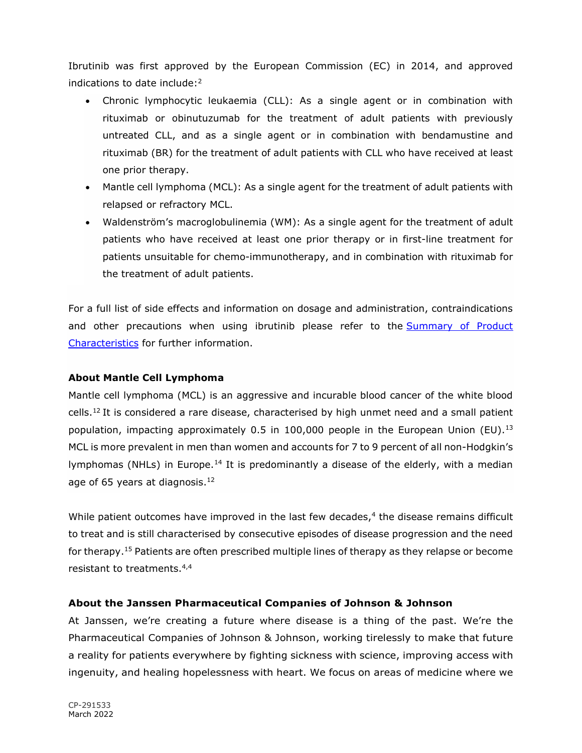Ibrutinib was first approved by the European Commission (EC) in 2014, and approved indications to date include:[2]

- Chronic lymphocytic leukaemia (CLL): As a single agent or in combination with rituximab or obinutuzumab for the treatment of adult patients with previously untreated CLL, and as a single agent or in combination with bendamustine and rituximab (BR) for the treatment of adult patients with CLL who have received at least one prior therapy.
- Mantle cell lymphoma (MCL): As a single agent for the treatment of adult patients with relapsed or refractory MCL.
- Waldenström's macroglobulinemia (WM): As a single agent for the treatment of adult patients who have received at least one prior therapy or in first-line treatment for patients unsuitable for chemo-immunotherapy, and in combination with rituximab for the treatment of adult patients.

For a full list of side effects and information on dosage and administration, contraindications and other precautions when using ibrutinib please refer to the [Summary of Product Characteristics] for further information.

**About Mantle Cell Lymphoma**

Mantle cell lymphoma (MCL) is an aggressive and incurable blood cancer of the white blood cells.[12] It is considered a rare disease, characterised by high unmet need and a small patient population, impacting approximately 0.5 in 100,000 people in the European Union (EU).[13] MCL is more prevalent in men than women and accounts for 7 to 9 percent of all non-Hodgkin's lymphomas (NHLs) in Europe.[14] It is predominantly a disease of the elderly, with a median age of 65 years at diagnosis.[12]

While patient outcomes have improved in the last few decades,[4] the disease remains difficult to treat and is still characterised by consecutive episodes of disease progression and the need for therapy.[15] Patients are often prescribed multiple lines of therapy as they relapse or become resistant to treatments.[4,4]

**About the Janssen Pharmaceutical Companies of Johnson & Johnson**

At Janssen, we're creating a future where disease is a thing of the past. We're the Pharmaceutical Companies of Johnson & Johnson, working tirelessly to make that future a reality for patients everywhere by fighting sickness with science, improving access with ingenuity, and healing hopelessness with heart. We focus on areas of medicine where we

CP-291533
March 2022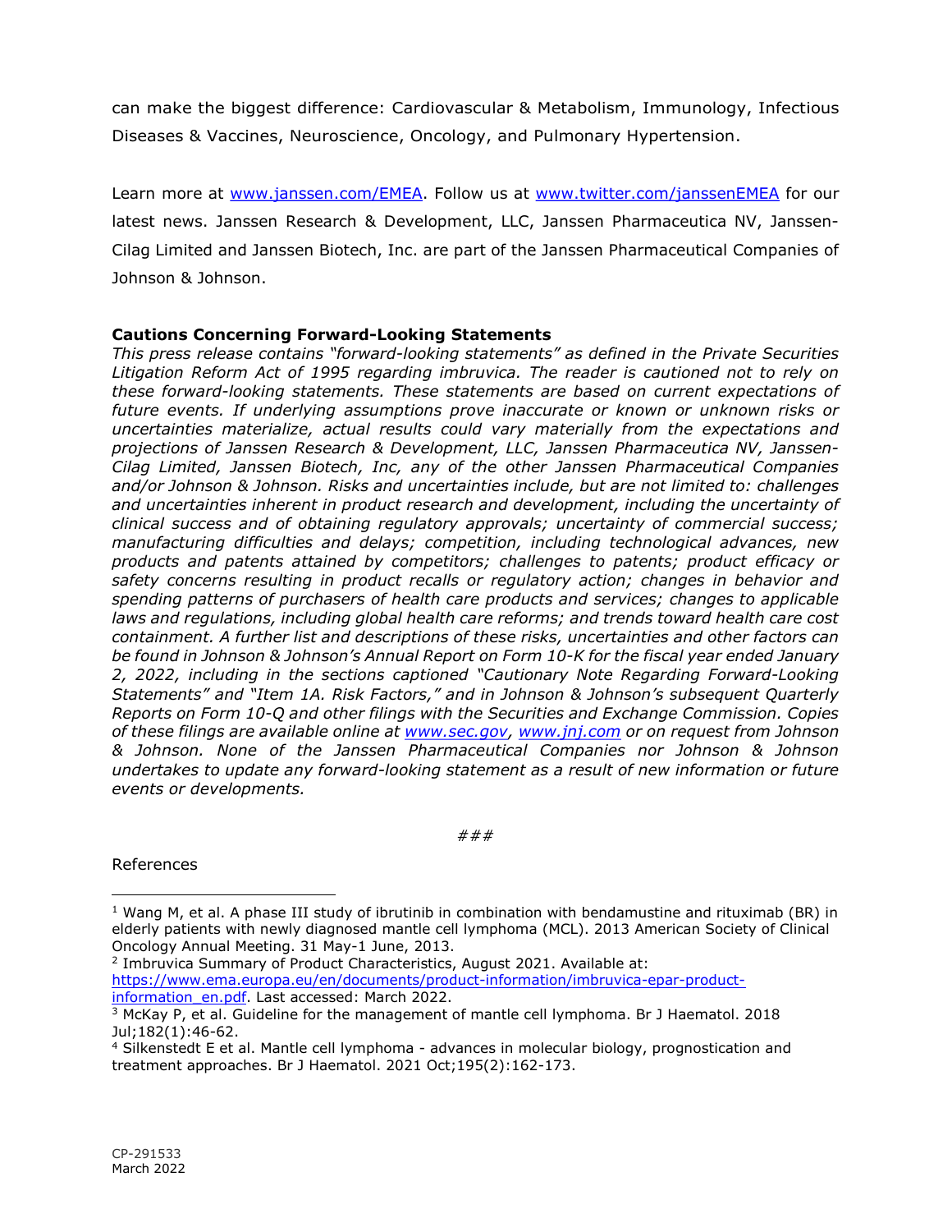can make the biggest difference: Cardiovascular & Metabolism, Immunology, Infectious Diseases & Vaccines, Neuroscience, Oncology, and Pulmonary Hypertension.

Learn more at [www.janssen.com/EMEA](www.janssen.com/EMEA). Follow us at [www.twitter.com/janssenEMEA](www.twitter.com/janssenEMEA) for our latest news. Janssen Research & Development, LLC, Janssen Pharmaceutica NV, Janssen-Cilag Limited and Janssen Biotech, Inc. are part of the Janssen Pharmaceutical Companies of Johnson & Johnson.

**Cautions Concerning Forward-Looking Statements**

*This press release contains "forward-looking statements" as defined in the Private Securities Litigation Reform Act of 1995 regarding imbruvica. The reader is cautioned not to rely on these forward-looking statements. These statements are based on current expectations of future events. If underlying assumptions prove inaccurate or known or unknown risks or uncertainties materialize, actual results could vary materially from the expectations and projections of Janssen Research & Development, LLC, Janssen Pharmaceutica NV, Janssen-Cilag Limited, Janssen Biotech, Inc, any of the other Janssen Pharmaceutical Companies and/or Johnson & Johnson. Risks and uncertainties include, but are not limited to: challenges and uncertainties inherent in product research and development, including the uncertainty of clinical success and of obtaining regulatory approvals; uncertainty of commercial success; manufacturing difficulties and delays; competition, including technological advances, new products and patents attained by competitors; challenges to patents; product efficacy or safety concerns resulting in product recalls or regulatory action; changes in behavior and spending patterns of purchasers of health care products and services; changes to applicable laws and regulations, including global health care reforms; and trends toward health care cost containment. A further list and descriptions of these risks, uncertainties and other factors can be found in Johnson & Johnson's Annual Report on Form 10-K for the fiscal year ended January 2, 2022, including in the sections captioned "Cautionary Note Regarding Forward-Looking Statements" and "Item 1A. Risk Factors," and in Johnson & Johnson's subsequent Quarterly Reports on Form 10-Q and other filings with the Securities and Exchange Commission. Copies of these filings are available online at [www.sec.gov](www.sec.gov), [www.jnj.com](www.jnj.com) or on request from Johnson & Johnson. None of the Janssen Pharmaceutical Companies nor Johnson & Johnson undertakes to update any forward-looking statement as a result of new information or future events or developments.*

###

References

---

[1] Wang M, et al. A phase III study of ibrutinib in combination with bendamustine and rituximab (BR) in elderly patients with newly diagnosed mantle cell lymphoma (MCL). 2013 American Society of Clinical Oncology Annual Meeting. 31 May-1 June, 2013.

[2] Imbruvica Summary of Product Characteristics, August 2021. Available at: [https://www.ema.europa.eu/en/documents/product-information/imbruvica-epar-product-information_en.pdf](https://www.ema.europa.eu/en/documents/product-information/imbruvica-epar-product-information_en.pdf). Last accessed: March 2022.

[3] McKay P, et al. Guideline for the management of mantle cell lymphoma. Br J Haematol. 2018 Jul;182(1):46-62.

[4] Silkenstedt E et al. Mantle cell lymphoma - advances in molecular biology, prognostication and treatment approaches. Br J Haematol. 2021 Oct;195(2):162-173.

CP-291533
March 2022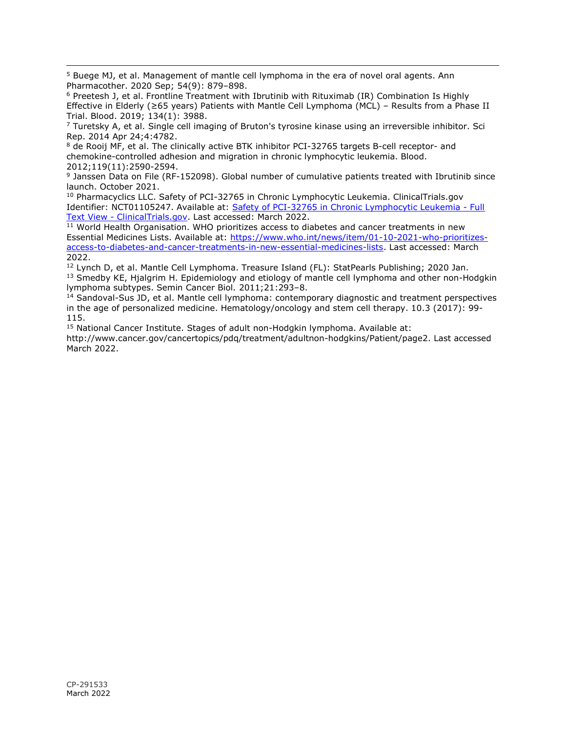[5] Buege MJ, et al. Management of mantle cell lymphoma in the era of novel oral agents. Ann Pharmacother. 2020 Sep; 54(9): 879–898.

[6] Preetesh J, et al. Frontline Treatment with Ibrutinib with Rituximab (IR) Combination Is Highly Effective in Elderly (≥65 years) Patients with Mantle Cell Lymphoma (MCL) – Results from a Phase II Trial. Blood. 2019; 134(1): 3988.

[7] Turetsky A, et al. Single cell imaging of Bruton's tyrosine kinase using an irreversible inhibitor. Sci Rep. 2014 Apr 24;4:4782.

[8] de Rooij MF, et al. The clinically active BTK inhibitor PCI-32765 targets B-cell receptor- and chemokine-controlled adhesion and migration in chronic lymphocytic leukemia. Blood. 2012;119(11):2590-2594.

[9] Janssen Data on File (RF-152098). Global number of cumulative patients treated with Ibrutinib since launch. October 2021.

[10] Pharmacyclics LLC. Safety of PCI-32765 in Chronic Lymphocytic Leukemia. ClinicalTrials.gov Identifier: NCT01105247. Available at: Safety of PCI-32765 in Chronic Lymphocytic Leukemia - Full Text View - ClinicalTrials.gov. Last accessed: March 2022.

[11] World Health Organisation. WHO prioritizes access to diabetes and cancer treatments in new Essential Medicines Lists. Available at: https://www.who.int/news/item/01-10-2021-who-prioritizes-access-to-diabetes-and-cancer-treatments-in-new-essential-medicines-lists. Last accessed: March 2022.

[12] Lynch D, et al. Mantle Cell Lymphoma. Treasure Island (FL): StatPearls Publishing; 2020 Jan.

[13] Smedby KE, Hjalgrim H. Epidemiology and etiology of mantle cell lymphoma and other non-Hodgkin lymphoma subtypes. Semin Cancer Biol. 2011;21:293–8.

[14] Sandoval-Sus JD, et al. Mantle cell lymphoma: contemporary diagnostic and treatment perspectives in the age of personalized medicine. Hematology/oncology and stem cell therapy. 10.3 (2017): 99-115.

[15] National Cancer Institute. Stages of adult non-Hodgkin lymphoma. Available at: http://www.cancer.gov/cancertopics/pdq/treatment/adultnon-hodgkins/Patient/page2. Last accessed March 2022.

CP-291533
March 2022